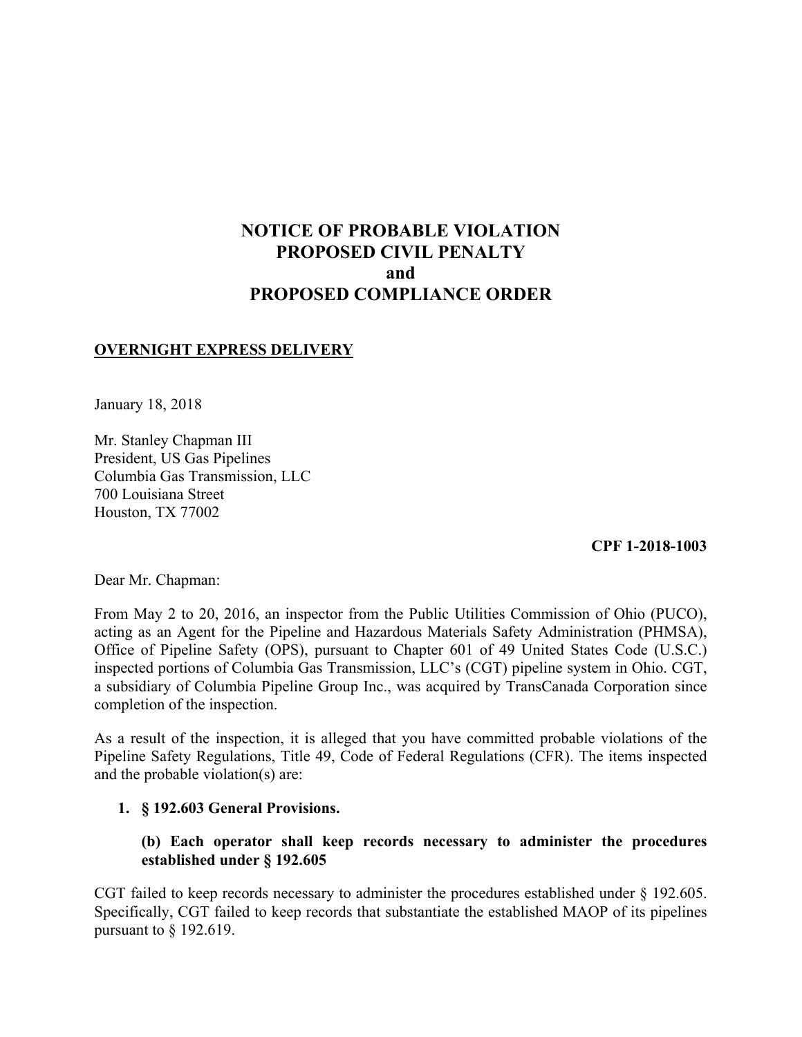# NOTICE OF PROBABLE VIOLATION
# PROPOSED CIVIL PENALTY
# and
# PROPOSED COMPLIANCE ORDER

**OVERNIGHT EXPRESS DELIVERY**

January 18, 2018

Mr. Stanley Chapman III
President, US Gas Pipelines
Columbia Gas Transmission, LLC
700 Louisiana Street
Houston, TX 77002

**CPF 1-2018-1003**

Dear Mr. Chapman:

From May 2 to 20, 2016, an inspector from the Public Utilities Commission of Ohio (PUCO), acting as an Agent for the Pipeline and Hazardous Materials Safety Administration (PHMSA), Office of Pipeline Safety (OPS), pursuant to Chapter 601 of 49 United States Code (U.S.C.) inspected portions of Columbia Gas Transmission, LLC's (CGT) pipeline system in Ohio. CGT, a subsidiary of Columbia Pipeline Group Inc., was acquired by TransCanada Corporation since completion of the inspection.

As a result of the inspection, it is alleged that you have committed probable violations of the Pipeline Safety Regulations, Title 49, Code of Federal Regulations (CFR). The items inspected and the probable violation(s) are:

1. **§ 192.603 General Provisions.**

   **(b) Each operator shall keep records necessary to administer the procedures established under § 192.605**

CGT failed to keep records necessary to administer the procedures established under § 192.605. Specifically, CGT failed to keep records that substantiate the established MAOP of its pipelines pursuant to § 192.619.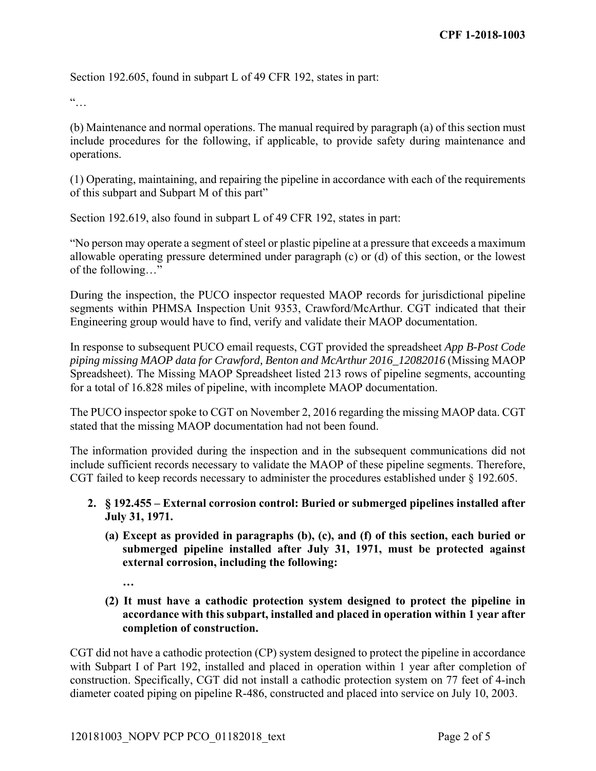Section 192.605, found in subpart L of 49 CFR 192, states in part:

"…

(b) Maintenance and normal operations. The manual required by paragraph (a) of this section must include procedures for the following, if applicable, to provide safety during maintenance and operations.

(1) Operating, maintaining, and repairing the pipeline in accordance with each of the requirements of this subpart and Subpart M of this part"

Section 192.619, also found in subpart L of 49 CFR 192, states in part:

"No person may operate a segment of steel or plastic pipeline at a pressure that exceeds a maximum allowable operating pressure determined under paragraph (c) or (d) of this section, or the lowest of the following…"

During the inspection, the PUCO inspector requested MAOP records for jurisdictional pipeline segments within PHMSA Inspection Unit 9353, Crawford/McArthur. CGT indicated that their Engineering group would have to find, verify and validate their MAOP documentation.

In response to subsequent PUCO email requests, CGT provided the spreadsheet *App B-Post Code piping missing MAOP data for Crawford, Benton and McArthur 2016_12082016* (Missing MAOP Spreadsheet). The Missing MAOP Spreadsheet listed 213 rows of pipeline segments, accounting for a total of 16.828 miles of pipeline, with incomplete MAOP documentation.

The PUCO inspector spoke to CGT on November 2, 2016 regarding the missing MAOP data. CGT stated that the missing MAOP documentation had not been found.

The information provided during the inspection and in the subsequent communications did not include sufficient records necessary to validate the MAOP of these pipeline segments. Therefore, CGT failed to keep records necessary to administer the procedures established under § 192.605.

2. **§ 192.455 – External corrosion control: Buried or submerged pipelines installed after July 31, 1971.**

   **(a) Except as provided in paragraphs (b), (c), and (f) of this section, each buried or submerged pipeline installed after July 31, 1971, must be protected against external corrosion, including the following:**

   **…**

   **(2) It must have a cathodic protection system designed to protect the pipeline in accordance with this subpart, installed and placed in operation within 1 year after completion of construction.**

CGT did not have a cathodic protection (CP) system designed to protect the pipeline in accordance with Subpart I of Part 192, installed and placed in operation within 1 year after completion of construction. Specifically, CGT did not install a cathodic protection system on 77 feet of 4-inch diameter coated piping on pipeline R-486, constructed and placed into service on July 10, 2003.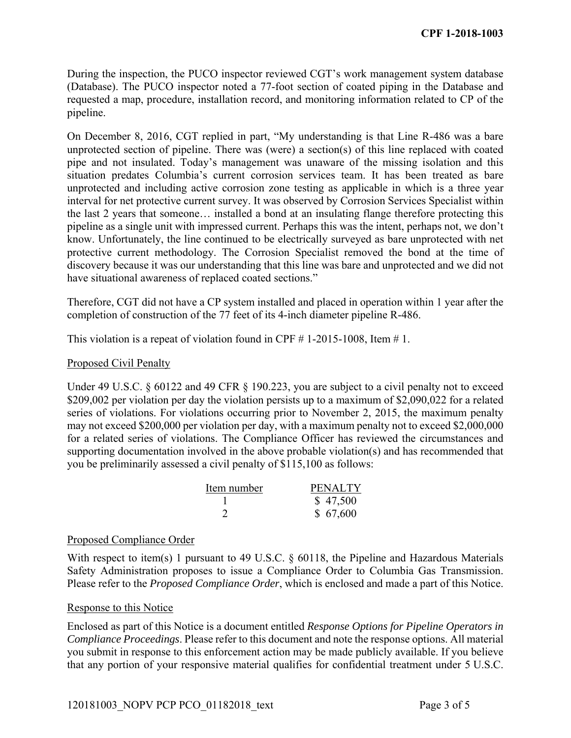During the inspection, the PUCO inspector reviewed CGT's work management system database (Database). The PUCO inspector noted a 77-foot section of coated piping in the Database and requested a map, procedure, installation record, and monitoring information related to CP of the pipeline.

On December 8, 2016, CGT replied in part, "My understanding is that Line R-486 was a bare unprotected section of pipeline. There was (were) a section(s) of this line replaced with coated pipe and not insulated. Today's management was unaware of the missing isolation and this situation predates Columbia's current corrosion services team. It has been treated as bare unprotected and including active corrosion zone testing as applicable in which is a three year interval for net protective current survey. It was observed by Corrosion Services Specialist within the last 2 years that someone… installed a bond at an insulating flange therefore protecting this pipeline as a single unit with impressed current. Perhaps this was the intent, perhaps not, we don't know. Unfortunately, the line continued to be electrically surveyed as bare unprotected with net protective current methodology. The Corrosion Specialist removed the bond at the time of discovery because it was our understanding that this line was bare and unprotected and we did not have situational awareness of replaced coated sections."

Therefore, CGT did not have a CP system installed and placed in operation within 1 year after the completion of construction of the 77 feet of its 4-inch diameter pipeline R-486.

This violation is a repeat of violation found in CPF # 1-2015-1008, Item # 1.

## Proposed Civil Penalty

Under 49 U.S.C. § 60122 and 49 CFR § 190.223, you are subject to a civil penalty not to exceed $209,002 per violation per day the violation persists up to a maximum of $2,090,022 for a related series of violations. For violations occurring prior to November 2, 2015, the maximum penalty may not exceed $200,000 per violation per day, with a maximum penalty not to exceed $2,000,000 for a related series of violations. The Compliance Officer has reviewed the circumstances and supporting documentation involved in the above probable violation(s) and has recommended that you be preliminarily assessed a civil penalty of $115,100 as follows:

| Item number | PENALTY |
|---|---|
| 1 | $ 47,500 |
| 2 | $ 67,600 |

## Proposed Compliance Order

With respect to item(s) 1 pursuant to 49 U.S.C. § 60118, the Pipeline and Hazardous Materials Safety Administration proposes to issue a Compliance Order to Columbia Gas Transmission. Please refer to the *Proposed Compliance Order*, which is enclosed and made a part of this Notice.

## Response to this Notice

Enclosed as part of this Notice is a document entitled *Response Options for Pipeline Operators in Compliance Proceedings*. Please refer to this document and note the response options. All material you submit in response to this enforcement action may be made publicly available. If you believe that any portion of your responsive material qualifies for confidential treatment under 5 U.S.C.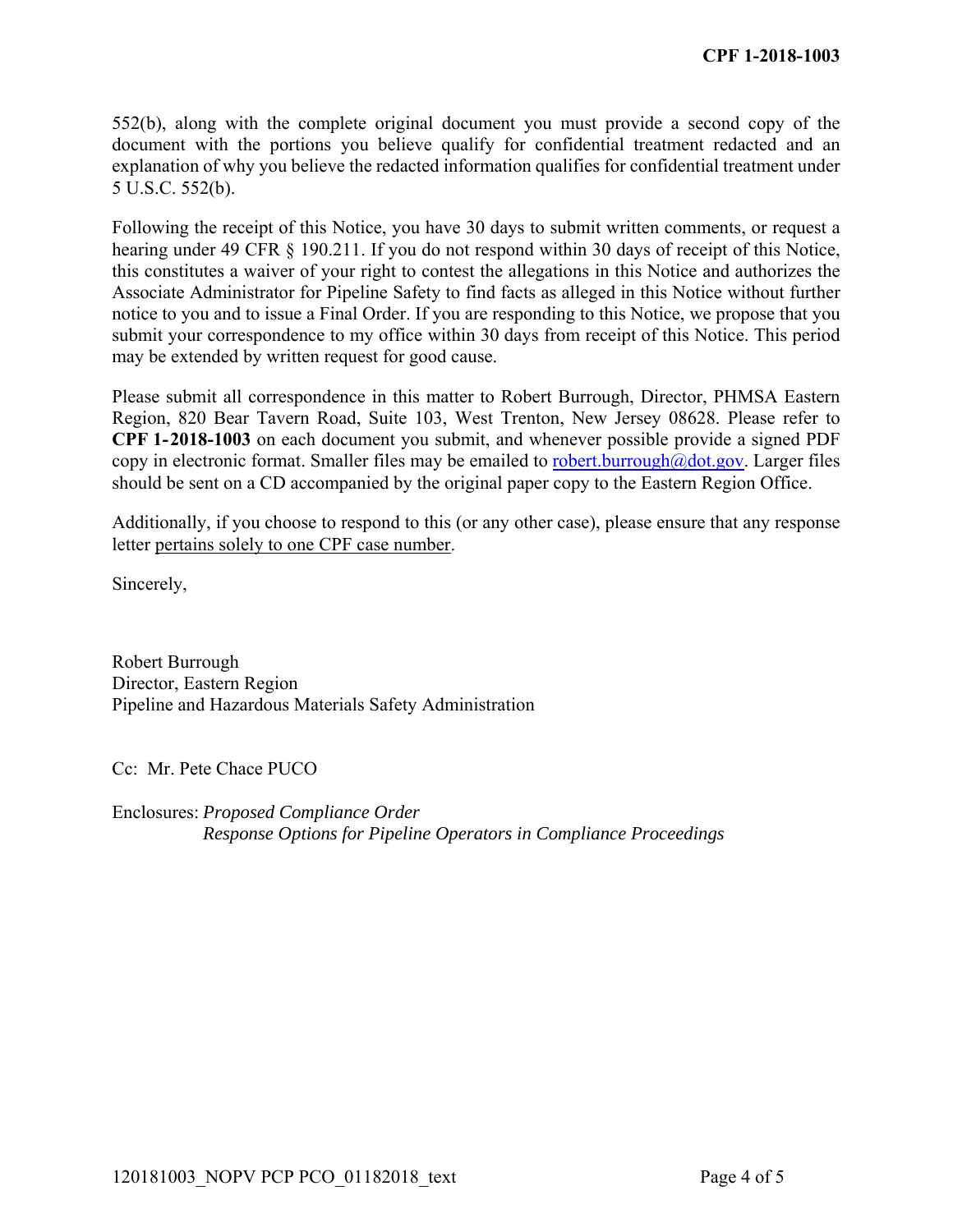552(b), along with the complete original document you must provide a second copy of the document with the portions you believe qualify for confidential treatment redacted and an explanation of why you believe the redacted information qualifies for confidential treatment under 5 U.S.C. 552(b).

Following the receipt of this Notice, you have 30 days to submit written comments, or request a hearing under 49 CFR § 190.211. If you do not respond within 30 days of receipt of this Notice, this constitutes a waiver of your right to contest the allegations in this Notice and authorizes the Associate Administrator for Pipeline Safety to find facts as alleged in this Notice without further notice to you and to issue a Final Order. If you are responding to this Notice, we propose that you submit your correspondence to my office within 30 days from receipt of this Notice. This period may be extended by written request for good cause.

Please submit all correspondence in this matter to Robert Burrough, Director, PHMSA Eastern Region, 820 Bear Tavern Road, Suite 103, West Trenton, New Jersey 08628. Please refer to **CPF 1-2018-1003** on each document you submit, and whenever possible provide a signed PDF copy in electronic format. Smaller files may be emailed to robert.burrough@dot.gov. Larger files should be sent on a CD accompanied by the original paper copy to the Eastern Region Office.

Additionally, if you choose to respond to this (or any other case), please ensure that any response letter pertains solely to one CPF case number.

Sincerely,

Robert Burrough
Director, Eastern Region
Pipeline and Hazardous Materials Safety Administration

Cc: Mr. Pete Chace PUCO

Enclosures: *Proposed Compliance Order*
*Response Options for Pipeline Operators in Compliance Proceedings*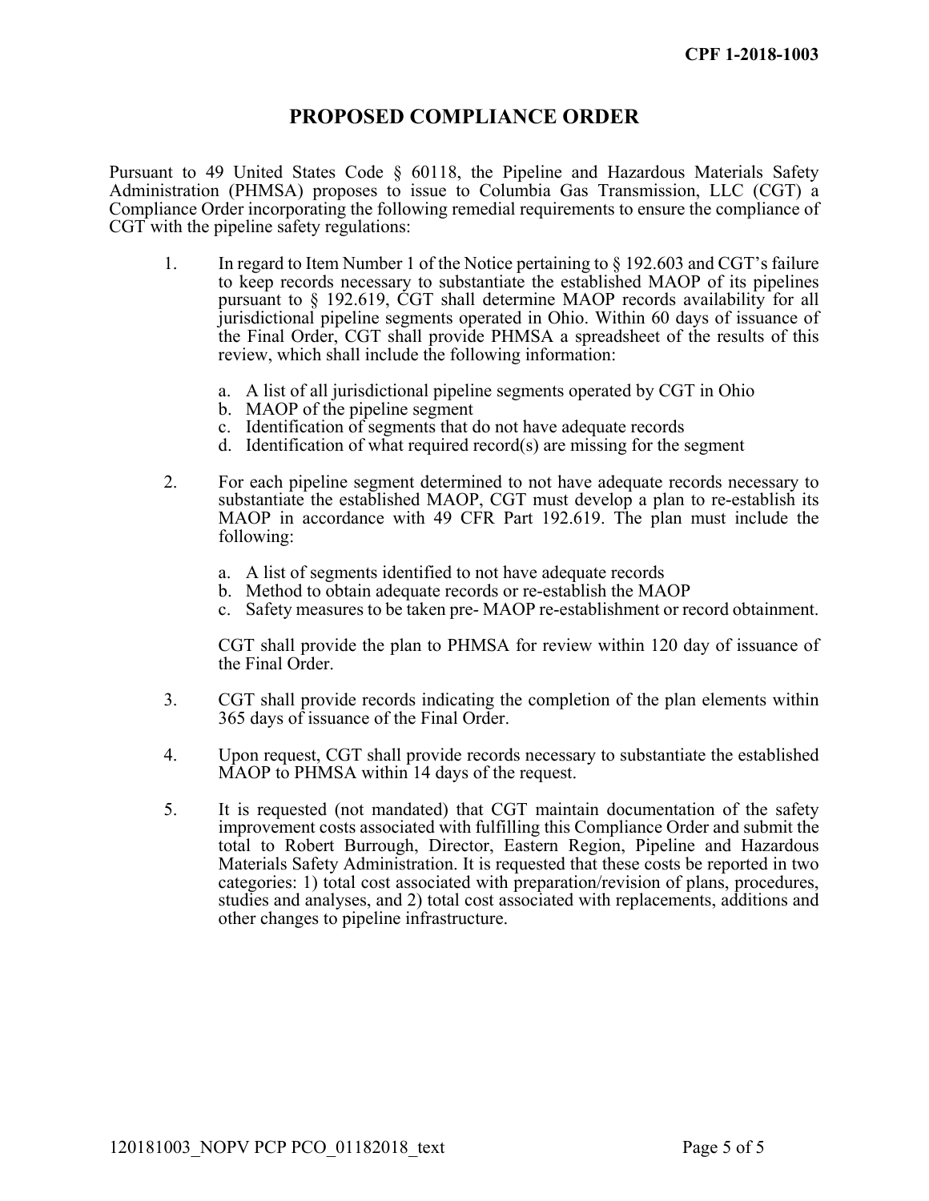## PROPOSED COMPLIANCE ORDER

Pursuant to 49 United States Code § 60118, the Pipeline and Hazardous Materials Safety Administration (PHMSA) proposes to issue to Columbia Gas Transmission, LLC (CGT) a Compliance Order incorporating the following remedial requirements to ensure the compliance of CGT with the pipeline safety regulations:

1. In regard to Item Number 1 of the Notice pertaining to § 192.603 and CGT's failure to keep records necessary to substantiate the established MAOP of its pipelines pursuant to § 192.619, CGT shall determine MAOP records availability for all jurisdictional pipeline segments operated in Ohio. Within 60 days of issuance of the Final Order, CGT shall provide PHMSA a spreadsheet of the results of this review, which shall include the following information:

   a. A list of all jurisdictional pipeline segments operated by CGT in Ohio
   b. MAOP of the pipeline segment
   c. Identification of segments that do not have adequate records
   d. Identification of what required record(s) are missing for the segment

2. For each pipeline segment determined to not have adequate records necessary to substantiate the established MAOP, CGT must develop a plan to re-establish its MAOP in accordance with 49 CFR Part 192.619. The plan must include the following:

   a. A list of segments identified to not have adequate records
   b. Method to obtain adequate records or re-establish the MAOP
   c. Safety measures to be taken pre- MAOP re-establishment or record obtainment.

   CGT shall provide the plan to PHMSA for review within 120 day of issuance of the Final Order.

3. CGT shall provide records indicating the completion of the plan elements within 365 days of issuance of the Final Order.

4. Upon request, CGT shall provide records necessary to substantiate the established MAOP to PHMSA within 14 days of the request.

5. It is requested (not mandated) that CGT maintain documentation of the safety improvement costs associated with fulfilling this Compliance Order and submit the total to Robert Burrough, Director, Eastern Region, Pipeline and Hazardous Materials Safety Administration. It is requested that these costs be reported in two categories: 1) total cost associated with preparation/revision of plans, procedures, studies and analyses, and 2) total cost associated with replacements, additions and other changes to pipeline infrastructure.